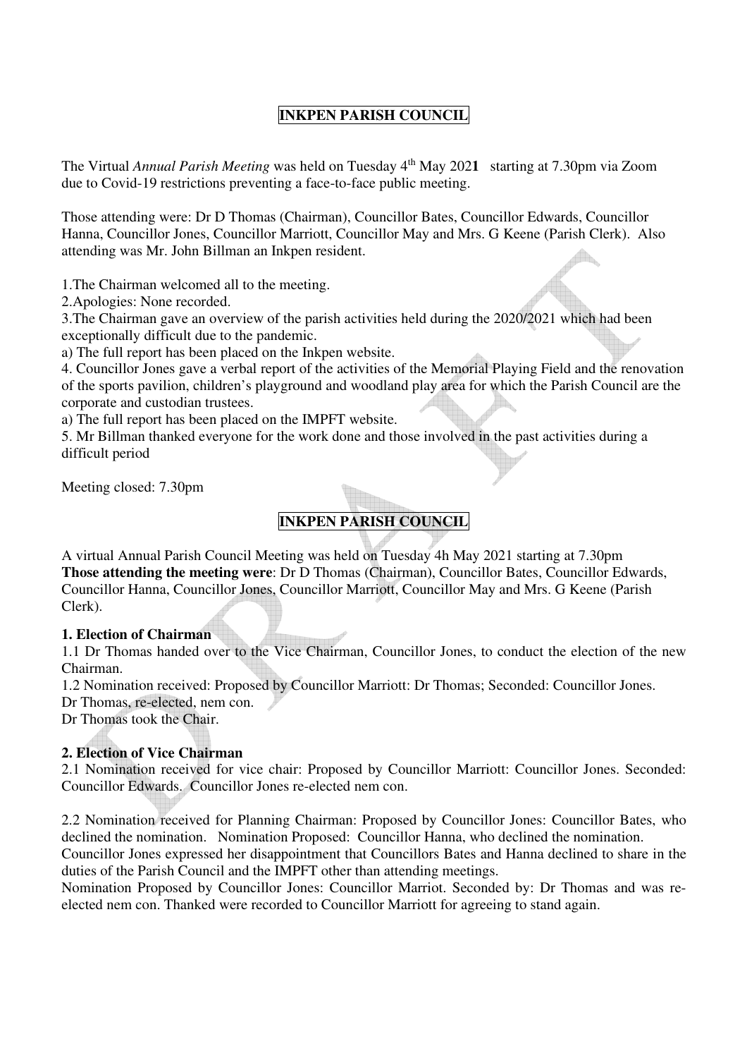# INKPEN PARISH COUNCIL

The Virtual *Annual Parish Meeting* was held on Tuesday 4th May 2021 starting at 7.30pm via Zoom due to Covid-19 restrictions preventing a face-to-face public meeting.

Those attending were: Dr D Thomas (Chairman), Councillor Bates, Councillor Edwards, Councillor Hanna, Councillor Jones, Councillor Marriott, Councillor May and Mrs. G Keene (Parish Clerk). Also attending was Mr. John Billman an Inkpen resident.

1.The Chairman welcomed all to the meeting.

2.Apologies: None recorded.

3.The Chairman gave an overview of the parish activities held during the 2020/2021 which had been exceptionally difficult due to the pandemic.

a) The full report has been placed on the Inkpen website.

4. Councillor Jones gave a verbal report of the activities of the Memorial Playing Field and the renovation of the sports pavilion, children's playground and woodland play area for which the Parish Council are the corporate and custodian trustees.

a) The full report has been placed on the IMPFT website.

5. Mr Billman thanked everyone for the work done and those involved in the past activities during a difficult period

Meeting closed: 7.30pm

# INKPEN PARISH COUNCIL

A virtual Annual Parish Council Meeting was held on Tuesday 4h May 2021 starting at 7.30pm

**Those attending the meeting were**: Dr D Thomas (Chairman), Councillor Bates, Councillor Edwards, Councillor Hanna, Councillor Jones, Councillor Marriott, Councillor May and Mrs. G Keene (Parish Clerk).

**1. Election of Chairman**

1.1 Dr Thomas handed over to the Vice Chairman, Councillor Jones, to conduct the election of the new Chairman.

1.2 Nomination received: Proposed by Councillor Marriott: Dr Thomas; Seconded: Councillor Jones.

Dr Thomas, re-elected, nem con.

Dr Thomas took the Chair.

**2. Election of Vice Chairman**

2.1 Nomination received for vice chair: Proposed by Councillor Marriott: Councillor Jones. Seconded: Councillor Edwards. Councillor Jones re-elected nem con.

2.2 Nomination received for Planning Chairman: Proposed by Councillor Jones: Councillor Bates, who declined the nomination. Nomination Proposed: Councillor Hanna, who declined the nomination.

Councillor Jones expressed her disappointment that Councillors Bates and Hanna declined to share in the duties of the Parish Council and the IMPFT other than attending meetings.

Nomination Proposed by Councillor Jones: Councillor Marriot. Seconded by: Dr Thomas and was re-elected nem con. Thanked were recorded to Councillor Marriott for agreeing to stand again.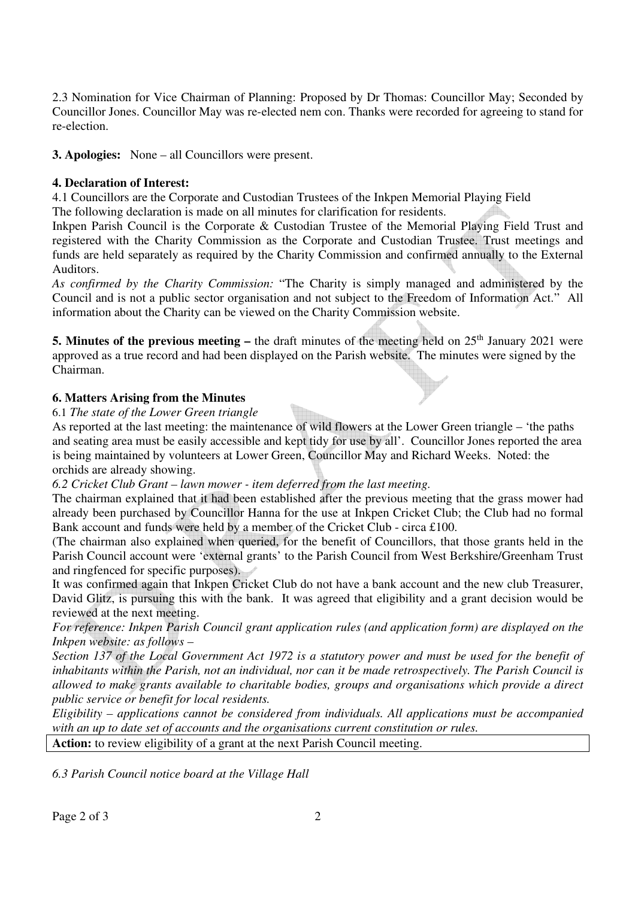2.3 Nomination for Vice Chairman of Planning: Proposed by Dr Thomas: Councillor May; Seconded by Councillor Jones. Councillor May was re-elected nem con. Thanks were recorded for agreeing to stand for re-election.

**3. Apologies:** None – all Councillors were present.

**4. Declaration of Interest:**

4.1 Councillors are the Corporate and Custodian Trustees of the Inkpen Memorial Playing Field

The following declaration is made on all minutes for clarification for residents.

Inkpen Parish Council is the Corporate & Custodian Trustee of the Memorial Playing Field Trust and registered with the Charity Commission as the Corporate and Custodian Trustee. Trust meetings and funds are held separately as required by the Charity Commission and confirmed annually to the External Auditors.

*As confirmed by the Charity Commission:* "The Charity is simply managed and administered by the Council and is not a public sector organisation and not subject to the Freedom of Information Act." All information about the Charity can be viewed on the Charity Commission website.

**5. Minutes of the previous meeting –** the draft minutes of the meeting held on 25th January 2021 were approved as a true record and had been displayed on the Parish website. The minutes were signed by the Chairman.

**6. Matters Arising from the Minutes**

6.1 *The state of the Lower Green triangle*

As reported at the last meeting: the maintenance of wild flowers at the Lower Green triangle – 'the paths and seating area must be easily accessible and kept tidy for use by all'. Councillor Jones reported the area is being maintained by volunteers at Lower Green, Councillor May and Richard Weeks. Noted: the orchids are already showing.

*6.2 Cricket Club Grant – lawn mower - item deferred from the last meeting.*

The chairman explained that it had been established after the previous meeting that the grass mower had already been purchased by Councillor Hanna for the use at Inkpen Cricket Club; the Club had no formal Bank account and funds were held by a member of the Cricket Club - circa £100.

(The chairman also explained when queried, for the benefit of Councillors, that those grants held in the Parish Council account were 'external grants' to the Parish Council from West Berkshire/Greenham Trust and ringfenced for specific purposes).

It was confirmed again that Inkpen Cricket Club do not have a bank account and the new club Treasurer, David Glitz, is pursuing this with the bank. It was agreed that eligibility and a grant decision would be reviewed at the next meeting.

*For reference: Inkpen Parish Council grant application rules (and application form) are displayed on the Inkpen website: as follows –*

*Section 137 of the Local Government Act 1972 is a statutory power and must be used for the benefit of inhabitants within the Parish, not an individual, nor can it be made retrospectively. The Parish Council is allowed to make grants available to charitable bodies, groups and organisations which provide a direct public service or benefit for local residents.*

*Eligibility – applications cannot be considered from individuals. All applications must be accompanied with an up to date set of accounts and the organisations current constitution or rules.*

**Action:** to review eligibility of a grant at the next Parish Council meeting.

*6.3 Parish Council notice board at the Village Hall*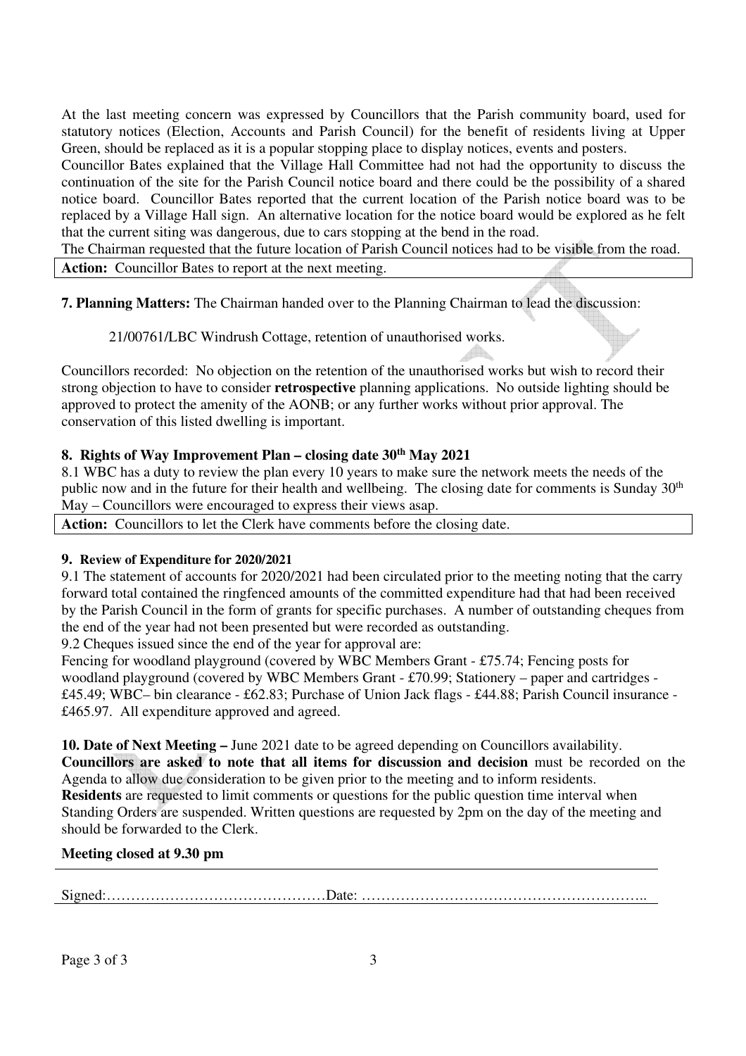At the last meeting concern was expressed by Councillors that the Parish community board, used for statutory notices (Election, Accounts and Parish Council) for the benefit of residents living at Upper Green, should be replaced as it is a popular stopping place to display notices, events and posters.
Councillor Bates explained that the Village Hall Committee had not had the opportunity to discuss the continuation of the site for the Parish Council notice board and there could be the possibility of a shared notice board. Councillor Bates reported that the current location of the Parish notice board was to be replaced by a Village Hall sign. An alternative location for the notice board would be explored as he felt that the current siting was dangerous, due to cars stopping at the bend in the road.
The Chairman requested that the future location of Parish Council notices had to be visible from the road.

| **Action:** Councillor Bates to report at the next meeting. |
|---|

**7. Planning Matters:** The Chairman handed over to the Planning Chairman to lead the discussion:

21/00761/LBC Windrush Cottage, retention of unauthorised works.

Councillors recorded: No objection on the retention of the unauthorised works but wish to record their strong objection to have to consider **retrospective** planning applications. No outside lighting should be approved to protect the amenity of the AONB; or any further works without prior approval. The conservation of this listed dwelling is important.

## 8. Rights of Way Improvement Plan – closing date 30th May 2021

8.1 WBC has a duty to review the plan every 10 years to make sure the network meets the needs of the public now and in the future for their health and wellbeing. The closing date for comments is Sunday 30th May – Councillors were encouraged to express their views asap.

| **Action:** Councillors to let the Clerk have comments before the closing date. |
|---|

## 9. Review of Expenditure for 2020/2021

9.1 The statement of accounts for 2020/2021 had been circulated prior to the meeting noting that the carry forward total contained the ringfenced amounts of the committed expenditure had that had been received by the Parish Council in the form of grants for specific purchases. A number of outstanding cheques from the end of the year had not been presented but were recorded as outstanding.

9.2 Cheques issued since the end of the year for approval are:
Fencing for woodland playground (covered by WBC Members Grant - £75.74; Fencing posts for woodland playground (covered by WBC Members Grant - £70.99; Stationery – paper and cartridges - £45.49; WBC– bin clearance - £62.83; Purchase of Union Jack flags - £44.88; Parish Council insurance - £465.97. All expenditure approved and agreed.

**10. Date of Next Meeting –** June 2021 date to be agreed depending on Councillors availability.
**Councillors are asked to note that all items for discussion and decision** must be recorded on the Agenda to allow due consideration to be given prior to the meeting and to inform residents.
**Residents** are requested to limit comments or questions for the public question time interval when Standing Orders are suspended. Written questions are requested by 2pm on the day of the meeting and should be forwarded to the Clerk.

**Meeting closed at 9.30 pm**

Signed:………………………………………Date: …………………………………………………..